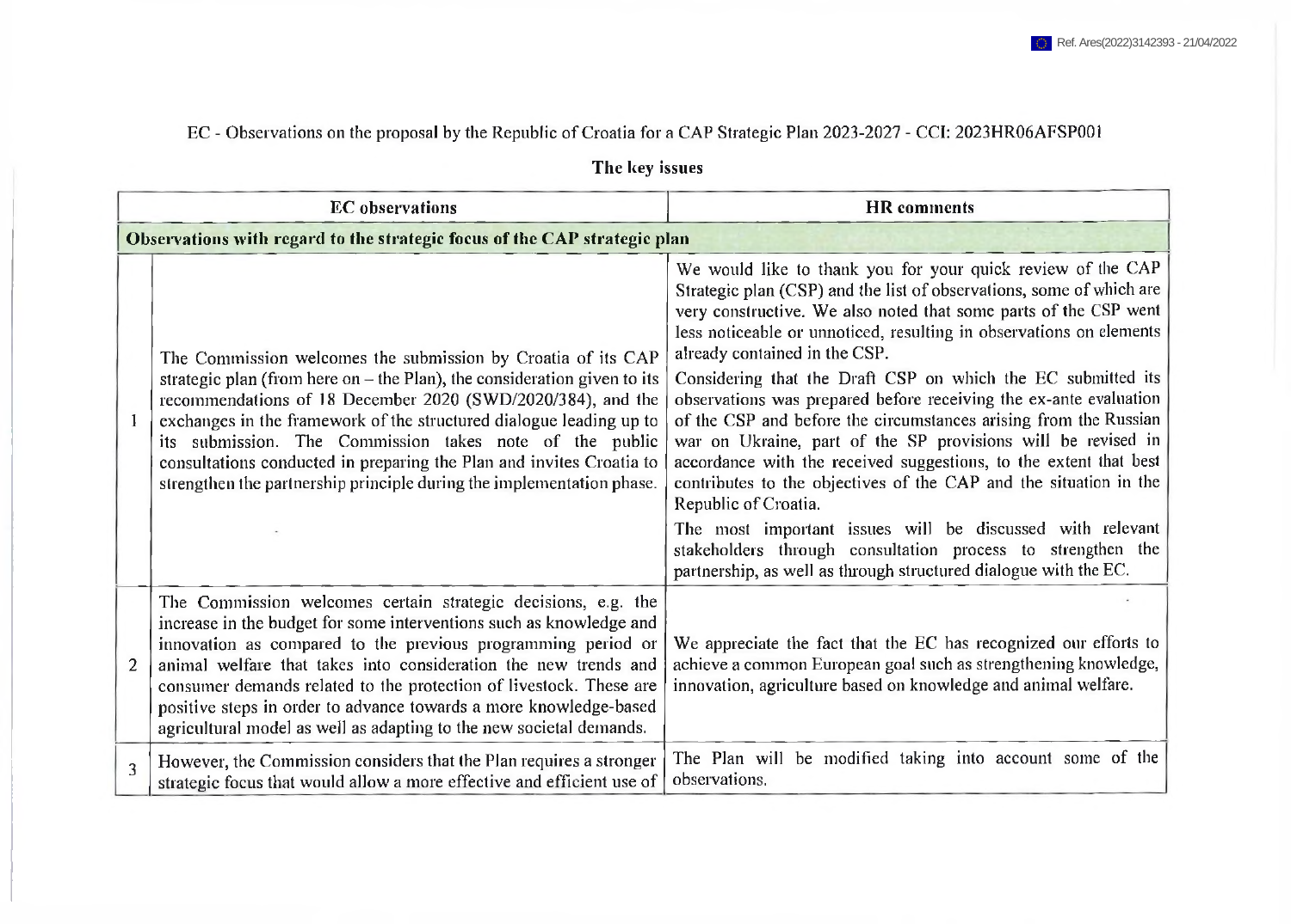Ref. Ares(2022)3142393 - 21/04/2022

EC - Observations on the proposal by the Republic of Croatia for a CAP Strategic Plan 2023-2027 - CCI: 2023HR06AFSP001

## The key issues

| | EC observations | HR comments |
|---|---|---|
| **Observations with regard to the strategic focus of the CAP strategic plan** | | |
| 1 | The Commission welcomes the submission by Croatia of its CAP strategic plan (from here on – the Plan), the consideration given to its recommendations of 18 December 2020 (SWD/2020/384), and the exchanges in the framework of the structured dialogue leading up to its submission. The Commission takes note of the public consultations conducted in preparing the Plan and invites Croatia to strengthen the partnership principle during the implementation phase. | We would like to thank you for your quick review of the CAP Strategic plan (CSP) and the list of observations, some of which are very constructive. We also noted that some parts of the CSP went less noticeable or unnoticed, resulting in observations on elements already contained in the CSP.<br><br>Considering that the Draft CSP on which the EC submitted its observations was prepared before receiving the ex-ante evaluation of the CSP and before the circumstances arising from the Russian war on Ukraine, part of the SP provisions will be revised in accordance with the received suggestions, to the extent that best contributes to the objectives of the CAP and the situation in the Republic of Croatia.<br><br>The most important issues will be discussed with relevant stakeholders through consultation process to strengthen the partnership, as well as through structured dialogue with the EC. |
| 2 | The Commission welcomes certain strategic decisions, e.g. the increase in the budget for some interventions such as knowledge and innovation as compared to the previous programming period or animal welfare that takes into consideration the new trends and consumer demands related to the protection of livestock. These are positive steps in order to advance towards a more knowledge-based agricultural model as well as adapting to the new societal demands. | We appreciate the fact that the EC has recognized our efforts to achieve a common European goal such as strengthening knowledge, innovation, agriculture based on knowledge and animal welfare. |
| 3 | However, the Commission considers that the Plan requires a stronger strategic focus that would allow a more effective and efficient use of | The Plan will be modified taking into account some of the observations. |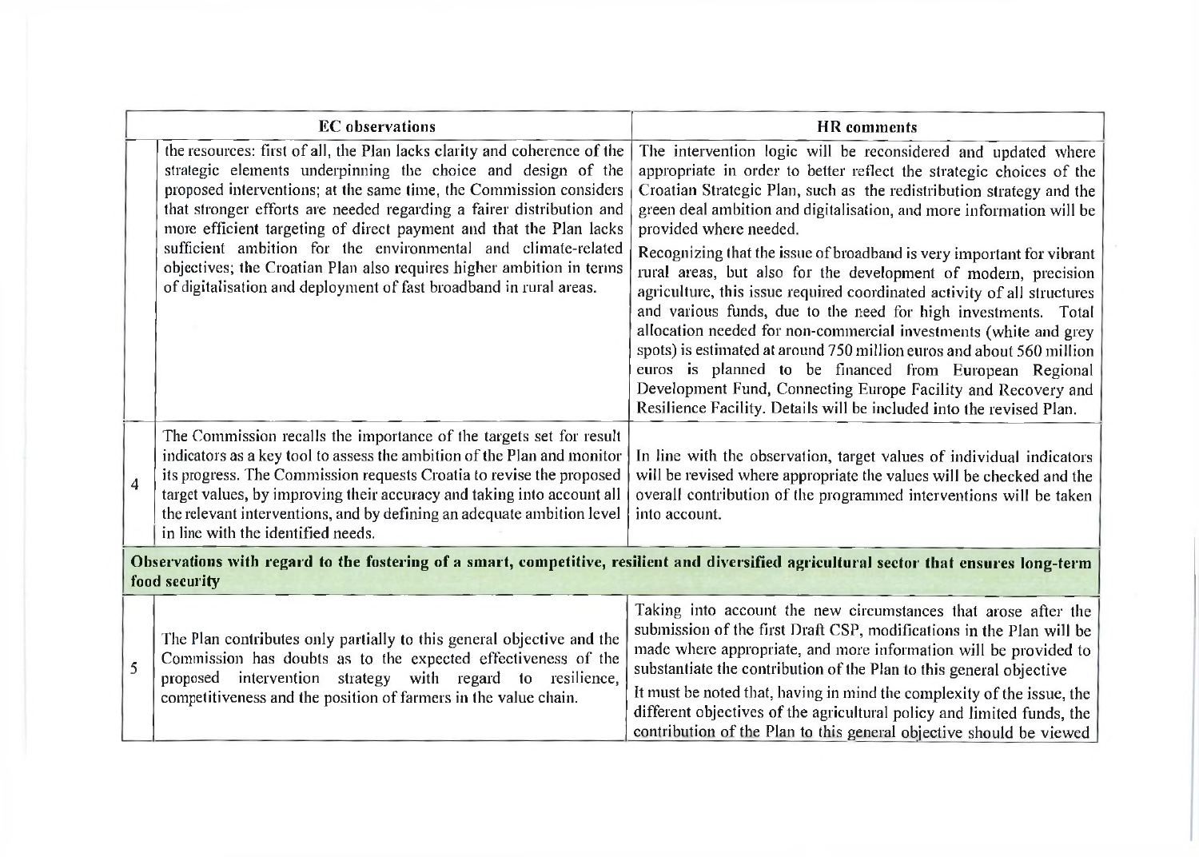| | EC observations | HR comments |
|---|---|---|
| | the resources: first of all, the Plan lacks clarity and coherence of the strategic elements underpinning the choice and design of the proposed interventions; at the same time, the Commission considers that stronger efforts are needed regarding a fairer distribution and more efficient targeting of direct payment and that the Plan lacks sufficient ambition for the environmental and climate-related objectives; the Croatian Plan also requires higher ambition in terms of digitalisation and deployment of fast broadband in rural areas. | The intervention logic will be reconsidered and updated where appropriate in order to better reflect the strategic choices of the Croatian Strategic Plan, such as the redistribution strategy and the green deal ambition and digitalisation, and more information will be provided where needed.<br><br>Recognizing that the issue of broadband is very important for vibrant rural areas, but also for the development of modern, precision agriculture, this issue required coordinated activity of all structures and various funds, due to the need for high investments. Total allocation needed for non-commercial investments (white and grey spots) is estimated at around 750 million euros and about 560 million euros is planned to be financed from European Regional Development Fund, Connecting Europe Facility and Recovery and Resilience Facility. Details will be included into the revised Plan. |
| 4 | The Commission recalls the importance of the targets set for result indicators as a key tool to assess the ambition of the Plan and monitor its progress. The Commission requests Croatia to revise the proposed target values, by improving their accuracy and taking into account all the relevant interventions, and by defining an adequate ambition level in line with the identified needs. | In line with the observation, target values of individual indicators will be revised where appropriate the values will be checked and the overall contribution of the programmed interventions will be taken into account. |
| **Observations with regard to the fostering of a smart, competitive, resilient and diversified agricultural sector that ensures long-term food security** | | |
| 5 | The Plan contributes only partially to this general objective and the Commission has doubts as to the expected effectiveness of the proposed intervention strategy with regard to resilience, competitiveness and the position of farmers in the value chain. | Taking into account the new circumstances that arose after the submission of the first Draft CSP, modifications in the Plan will be made where appropriate, and more information will be provided to substantiate the contribution of the Plan to this general objective<br><br>It must be noted that, having in mind the complexity of the issue, the different objectives of the agricultural policy and limited funds, the contribution of the Plan to this general objective should be viewed |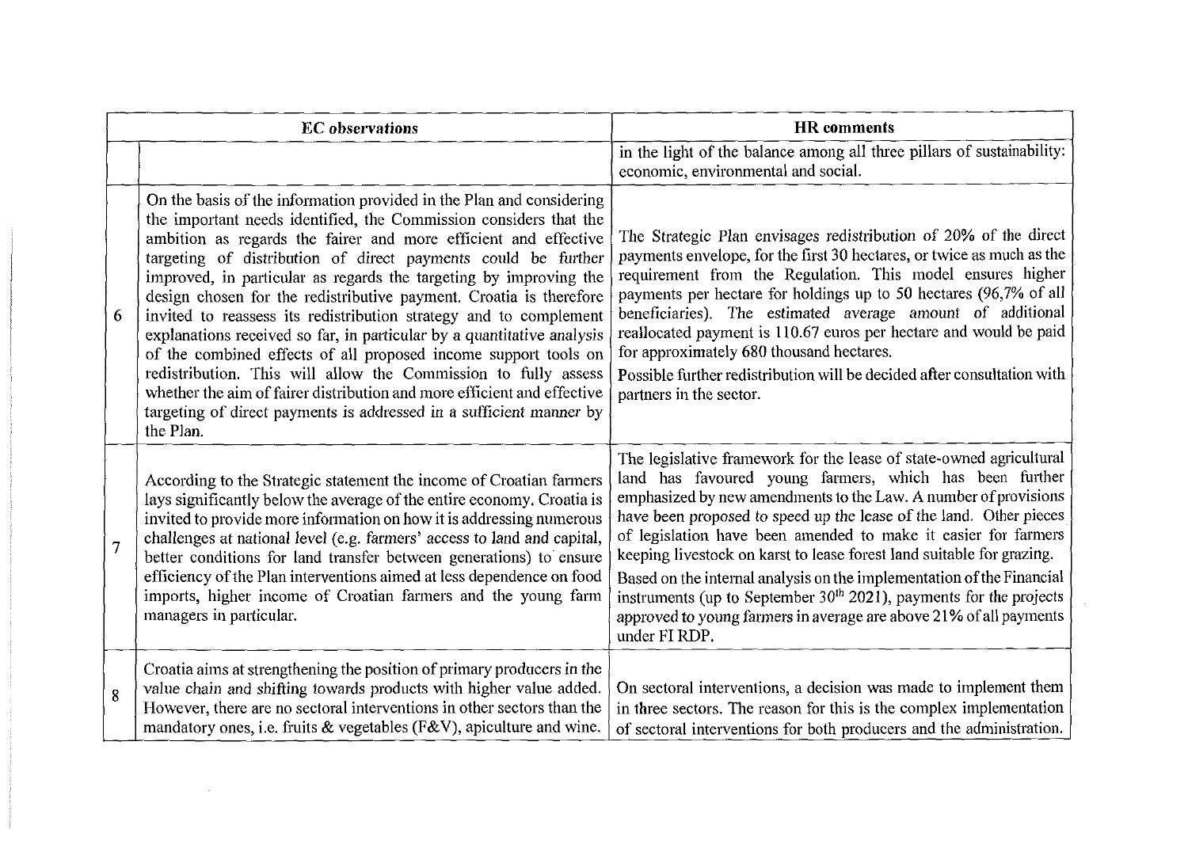| | EC observations | HR comments |
|---|---|---|
| | | in the light of the balance among all three pillars of sustainability: economic, environmental and social. |
| 6 | On the basis of the information provided in the Plan and considering the important needs identified, the Commission considers that the ambition as regards the fairer and more efficient and effective targeting of distribution of direct payments could be further improved, in particular as regards the targeting by improving the design chosen for the redistributive payment. Croatia is therefore invited to reassess its redistribution strategy and to complement explanations received so far, in particular by a quantitative analysis of the combined effects of all proposed income support tools on redistribution. This will allow the Commission to fully assess whether the aim of fairer distribution and more efficient and effective targeting of direct payments is addressed in a sufficient manner by the Plan. | The Strategic Plan envisages redistribution of 20% of the direct payments envelope, for the first 30 hectares, or twice as much as the requirement from the Regulation. This model ensures higher payments per hectare for holdings up to 50 hectares (96,7% of all beneficiaries). The estimated average amount of additional reallocated payment is 110.67 euros per hectare and would be paid for approximately 680 thousand hectares.<br>Possible further redistribution will be decided after consultation with partners in the sector. |
| 7 | According to the Strategic statement the income of Croatian farmers lays significantly below the average of the entire economy. Croatia is invited to provide more information on how it is addressing numerous challenges at national level (e.g. farmers' access to land and capital, better conditions for land transfer between generations) to ensure efficiency of the Plan interventions aimed at less dependence on food imports, higher income of Croatian farmers and the young farm managers in particular. | The legislative framework for the lease of state-owned agricultural land has favoured young farmers, which has been further emphasized by new amendments to the Law. A number of provisions have been proposed to speed up the lease of the land. Other pieces of legislation have been amended to make it easier for farmers keeping livestock on karst to lease forest land suitable for grazing.<br>Based on the internal analysis on the implementation of the Financial instruments (up to September 30th 2021), payments for the projects approved to young farmers in average are above 21% of all payments under FI RDP. |
| 8 | Croatia aims at strengthening the position of primary producers in the value chain and shifting towards products with higher value added. However, there are no sectoral interventions in other sectors than the mandatory ones, i.e. fruits & vegetables (F&V), apiculture and wine. | On sectoral interventions, a decision was made to implement them in three sectors. The reason for this is the complex implementation of sectoral interventions for both producers and the administration. |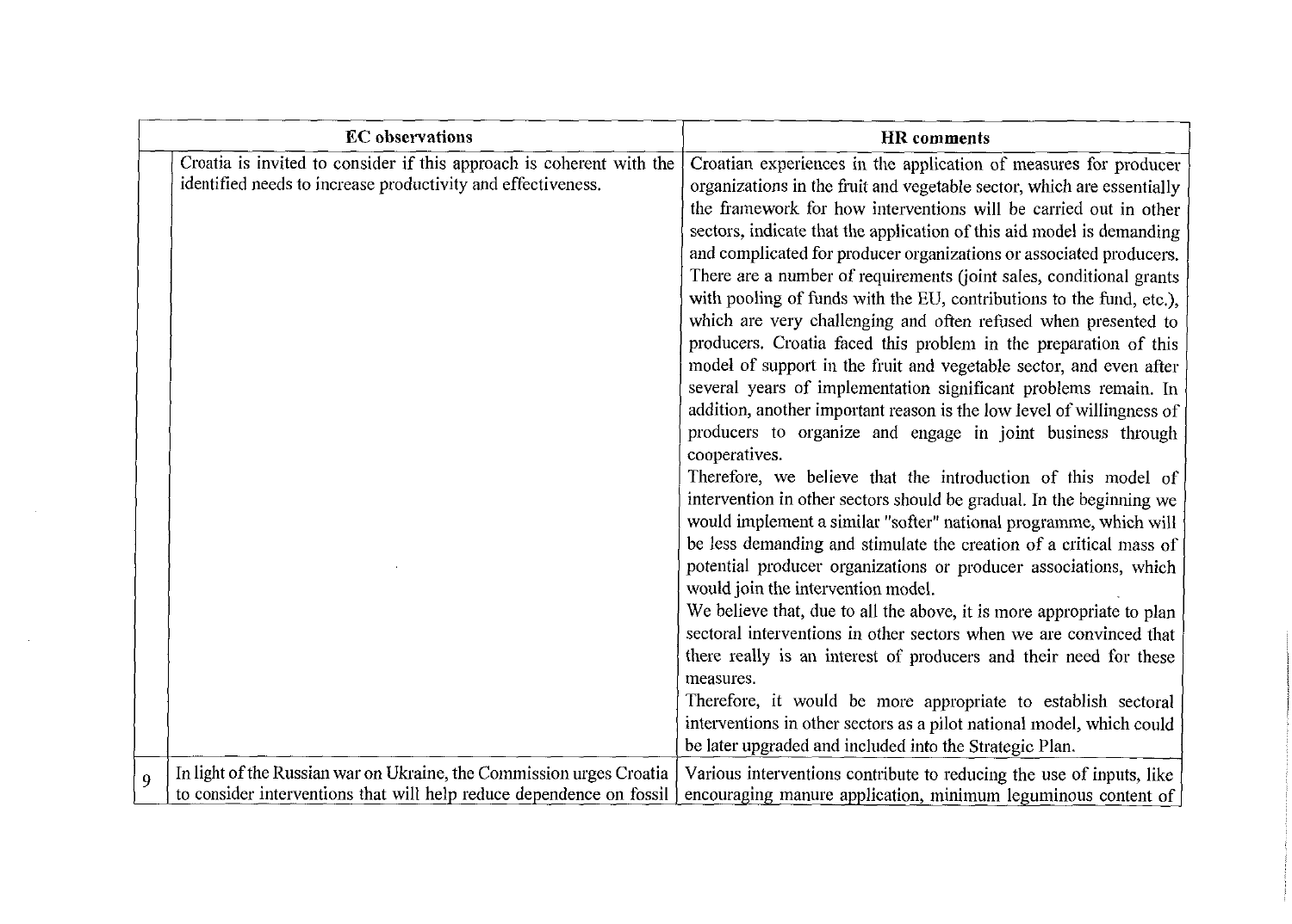| | EC observations | HR comments |
|---|---|---|
| | Croatia is invited to consider if this approach is coherent with the identified needs to increase productivity and effectiveness. | Croatian experiences in the application of measures for producer organizations in the fruit and vegetable sector, which are essentially the framework for how interventions will be carried out in other sectors, indicate that the application of this aid model is demanding and complicated for producer organizations or associated producers. There are a number of requirements (joint sales, conditional grants with pooling of funds with the EU, contributions to the fund, etc.), which are very challenging and often refused when presented to producers. Croatia faced this problem in the preparation of this model of support in the fruit and vegetable sector, and even after several years of implementation significant problems remain. In addition, another important reason is the low level of willingness of producers to organize and engage in joint business through cooperatives.<br>Therefore, we believe that the introduction of this model of intervention in other sectors should be gradual. In the beginning we would implement a similar "softer" national programme, which will be less demanding and stimulate the creation of a critical mass of potential producer organizations or producer associations, which would join the intervention model.<br>We believe that, due to all the above, it is more appropriate to plan sectoral interventions in other sectors when we are convinced that there really is an interest of producers and their need for these measures.<br>Therefore, it would be more appropriate to establish sectoral interventions in other sectors as a pilot national model, which could be later upgraded and included into the Strategic Plan. |
| 9 | In light of the Russian war on Ukraine, the Commission urges Croatia to consider interventions that will help reduce dependence on fossil | Various interventions contribute to reducing the use of inputs, like encouraging manure application, minimum leguminous content of |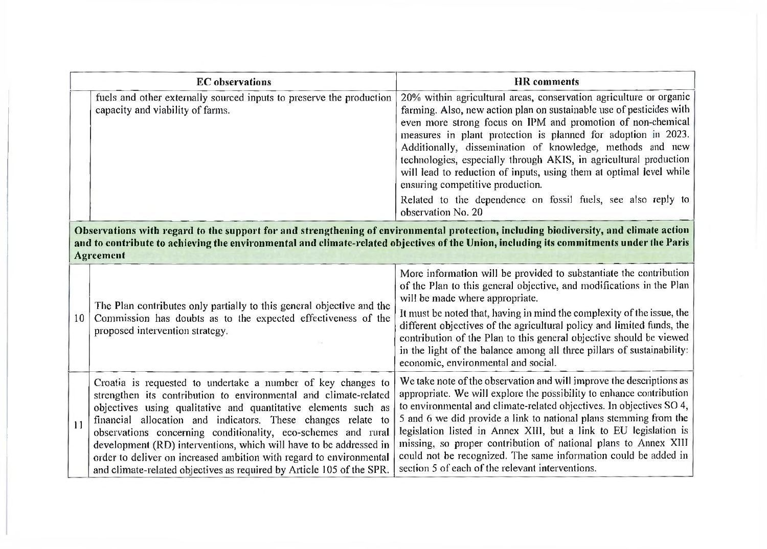| | EC observations | HR comments |
|---|---|---|
| | fuels and other externally sourced inputs to preserve the production capacity and viability of farms. | 20% within agricultural areas, conservation agriculture or organic farming. Also, new action plan on sustainable use of pesticides with even more strong focus on IPM and promotion of non-chemical measures in plant protection is planned for adoption in 2023. Additionally, dissemination of knowledge, methods and new technologies, especially through AKIS, in agricultural production will lead to reduction of inputs, using them at optimal level while ensuring competitive production.<br><br>Related to the dependence on fossil fuels, see also reply to observation No. 20 |
| **Observations with regard to the support for and strengthening of environmental protection, including biodiversity, and climate action and to contribute to achieving the environmental and climate-related objectives of the Union, including its commitments under the Paris Agreement** | | |
| 10 | The Plan contributes only partially to this general objective and the Commission has doubts as to the expected effectiveness of the proposed intervention strategy. | More information will be provided to substantiate the contribution of the Plan to this general objective, and modifications in the Plan will be made where appropriate.<br><br>It must be noted that, having in mind the complexity of the issue, the different objectives of the agricultural policy and limited funds, the contribution of the Plan to this general objective should be viewed in the light of the balance among all three pillars of sustainability: economic, environmental and social. |
| 11 | Croatia is requested to undertake a number of key changes to strengthen its contribution to environmental and climate-related objectives using qualitative and quantitative elements such as financial allocation and indicators. These changes relate to observations concerning conditionality, eco-schemes and rural development (RD) interventions, which will have to be addressed in order to deliver on increased ambition with regard to environmental and climate-related objectives as required by Article 105 of the SPR. | We take note of the observation and will improve the descriptions as appropriate. We will explore the possibility to enhance contribution to environmental and climate-related objectives. In objectives SO 4, 5 and 6 we did provide a link to national plans stemming from the legislation listed in Annex XIII, but a link to EU legislation is missing, so proper contribution of national plans to Annex XIII could not be recognized. The same information could be added in section 5 of each of the relevant interventions. |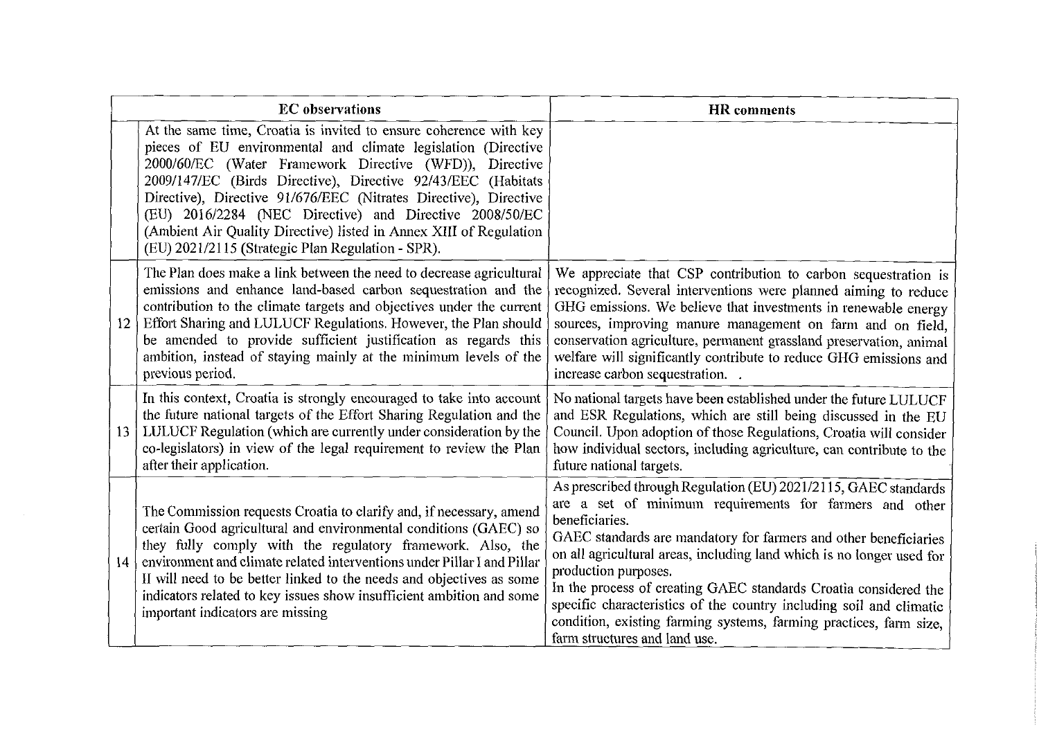| | EC observations | HR comments |
|---|---|---|
| | At the same time, Croatia is invited to ensure coherence with key pieces of EU environmental and climate legislation (Directive 2000/60/EC (Water Framework Directive (WFD)), Directive 2009/147/EC (Birds Directive), Directive 92/43/EEC (Habitats Directive), Directive 91/676/EEC (Nitrates Directive), Directive (EU) 2016/2284 (NEC Directive) and Directive 2008/50/EC (Ambient Air Quality Directive) listed in Annex XIII of Regulation (EU) 2021/2115 (Strategic Plan Regulation - SPR). | |
| 12 | The Plan does make a link between the need to decrease agricultural emissions and enhance land-based carbon sequestration and the contribution to the climate targets and objectives under the current Effort Sharing and LULUCF Regulations. However, the Plan should be amended to provide sufficient justification as regards this ambition, instead of staying mainly at the minimum levels of the previous period. | We appreciate that CSP contribution to carbon sequestration is recognized. Several interventions were planned aiming to reduce GHG emissions. We believe that investments in renewable energy sources, improving manure management on farm and on field, conservation agriculture, permanent grassland preservation, animal welfare will significantly contribute to reduce GHG emissions and increase carbon sequestration. . |
| 13 | In this context, Croatia is strongly encouraged to take into account the future national targets of the Effort Sharing Regulation and the LULUCF Regulation (which are currently under consideration by the co-legislators) in view of the legal requirement to review the Plan after their application. | No national targets have been established under the future LULUCF and ESR Regulations, which are still being discussed in the EU Council. Upon adoption of those Regulations, Croatia will consider how individual sectors, including agriculture, can contribute to the future national targets. |
| 14 | The Commission requests Croatia to clarify and, if necessary, amend certain Good agricultural and environmental conditions (GAEC) so they fully comply with the regulatory framework. Also, the environment and climate related interventions under Pillar I and Pillar II will need to be better linked to the needs and objectives as some indicators related to key issues show insufficient ambition and some important indicators are missing | As prescribed through Regulation (EU) 2021/2115, GAEC standards are a set of minimum requirements for farmers and other beneficiaries.<br>GAEC standards are mandatory for farmers and other beneficiaries on all agricultural areas, including land which is no longer used for production purposes.<br>In the process of creating GAEC standards Croatia considered the specific characteristics of the country including soil and climatic condition, existing farming systems, farming practices, farm size, farm structures and land use. |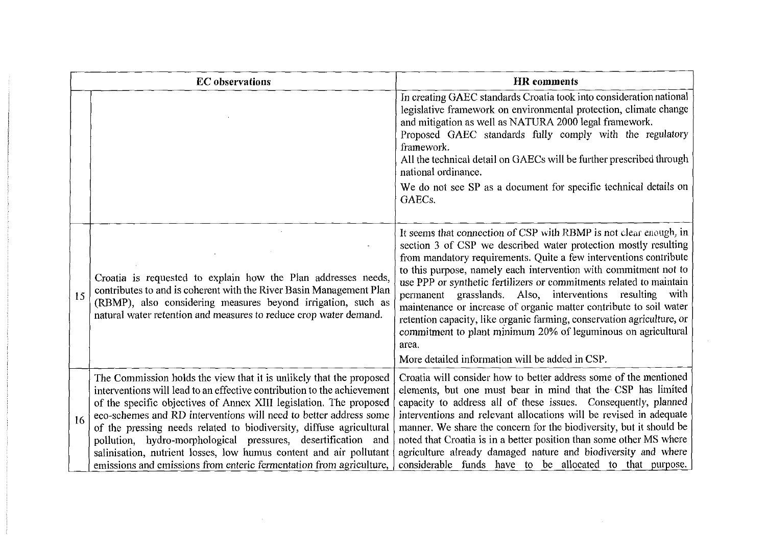| | EC observations | HR comments |
|---|---|---|
| | | In creating GAEC standards Croatia took into consideration national legislative framework on environmental protection, climate change and mitigation as well as NATURA 2000 legal framework.<br>Proposed GAEC standards fully comply with the regulatory framework.<br>All the technical detail on GAECs will be further prescribed through national ordinance.<br>We do not see SP as a document for specific technical details on GAECs. |
| 15 | Croatia is requested to explain how the Plan addresses needs, contributes to and is coherent with the River Basin Management Plan (RBMP), also considering measures beyond irrigation, such as natural water retention and measures to reduce crop water demand. | It seems that connection of CSP with RBMP is not clear enough, in section 3 of CSP we described water protection mostly resulting from mandatory requirements. Quite a few interventions contribute to this purpose, namely each intervention with commitment not to use PPP or synthetic fertilizers or commitments related to maintain permanent grasslands. Also, interventions resulting with maintenance or increase of organic matter contribute to soil water retention capacity, like organic farming, conservation agriculture, or commitment to plant minimum 20% of leguminous on agricultural area.<br>More detailed information will be added in CSP. |
| 16 | The Commission holds the view that it is unlikely that the proposed interventions will lead to an effective contribution to the achievement of the specific objectives of Annex XIII legislation. The proposed eco-schemes and RD interventions will need to better address some of the pressing needs related to biodiversity, diffuse agricultural pollution, hydro-morphological pressures, desertification and salinisation, nutrient losses, low humus content and air pollutant emissions and emissions from enteric fermentation from agriculture, | Croatia will consider how to better address some of the mentioned elements, but one must bear in mind that the CSP has limited capacity to address all of these issues. Consequently, planned interventions and relevant allocations will be revised in adequate manner. We share the concern for the biodiversity, but it should be noted that Croatia is in a better position than some other MS where agriculture already damaged nature and biodiversity and where considerable funds have to be allocated to that purpose. |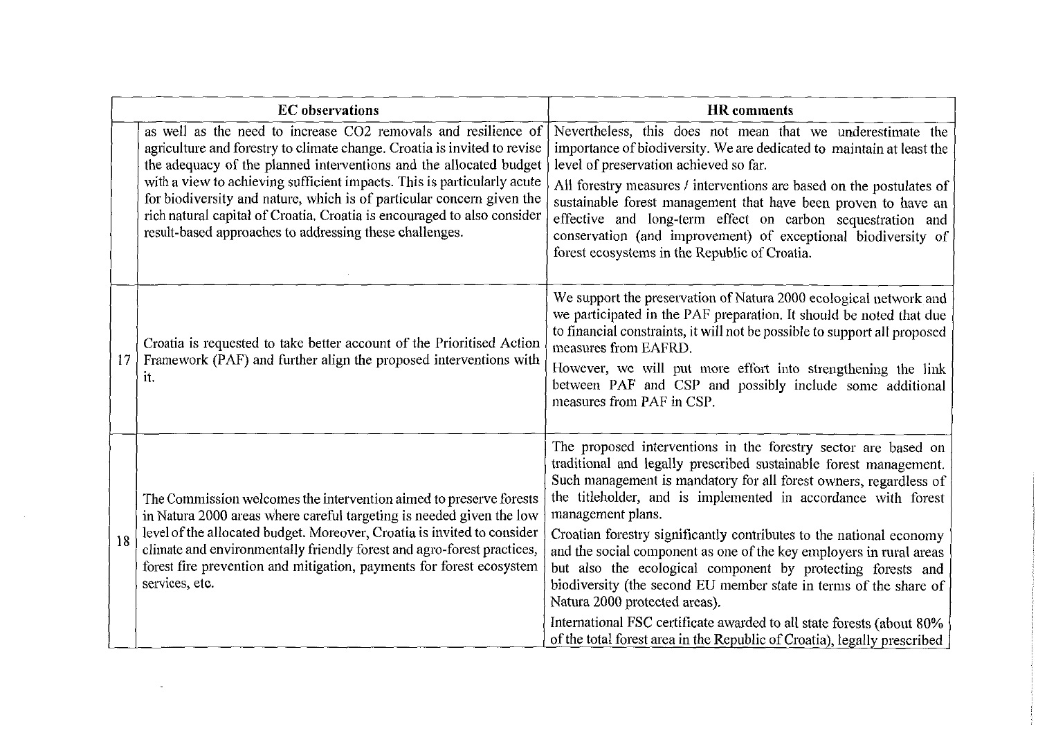| | EC observations | HR comments |
|---|---|---|
| | as well as the need to increase $CO_2$ removals and resilience of agriculture and forestry to climate change. Croatia is invited to revise the adequacy of the planned interventions and the allocated budget with a view to achieving sufficient impacts. This is particularly acute for biodiversity and nature, which is of particular concern given the rich natural capital of Croatia. Croatia is encouraged to also consider result-based approaches to addressing these challenges. | Nevertheless, this does not mean that we underestimate the importance of biodiversity. We are dedicated to maintain at least the level of preservation achieved so far.<br><br>All forestry measures / interventions are based on the postulates of sustainable forest management that have been proven to have an effective and long-term effect on carbon sequestration and conservation (and improvement) of exceptional biodiversity of forest ecosystems in the Republic of Croatia. |
| 17 | Croatia is requested to take better account of the Prioritised Action Framework (PAF) and further align the proposed interventions with it. | We support the preservation of Natura 2000 ecological network and we participated in the PAF preparation. It should be noted that due to financial constraints, it will not be possible to support all proposed measures from EAFRD.<br><br>However, we will put more effort into strengthening the link between PAF and CSP and possibly include some additional measures from PAF in CSP. |
| 18 | The Commission welcomes the intervention aimed to preserve forests in Natura 2000 areas where careful targeting is needed given the low level of the allocated budget. Moreover, Croatia is invited to consider climate and environmentally friendly forest and agro-forest practices, forest fire prevention and mitigation, payments for forest ecosystem services, etc. | The proposed interventions in the forestry sector are based on traditional and legally prescribed sustainable forest management. Such management is mandatory for all forest owners, regardless of the titleholder, and is implemented in accordance with forest management plans.<br><br>Croatian forestry significantly contributes to the national economy and the social component as one of the key employers in rural areas but also the ecological component by protecting forests and biodiversity (the second EU member state in terms of the share of Natura 2000 protected areas).<br><br>International FSC certificate awarded to all state forests (about 80% of the total forest area in the Republic of Croatia), legally prescribed |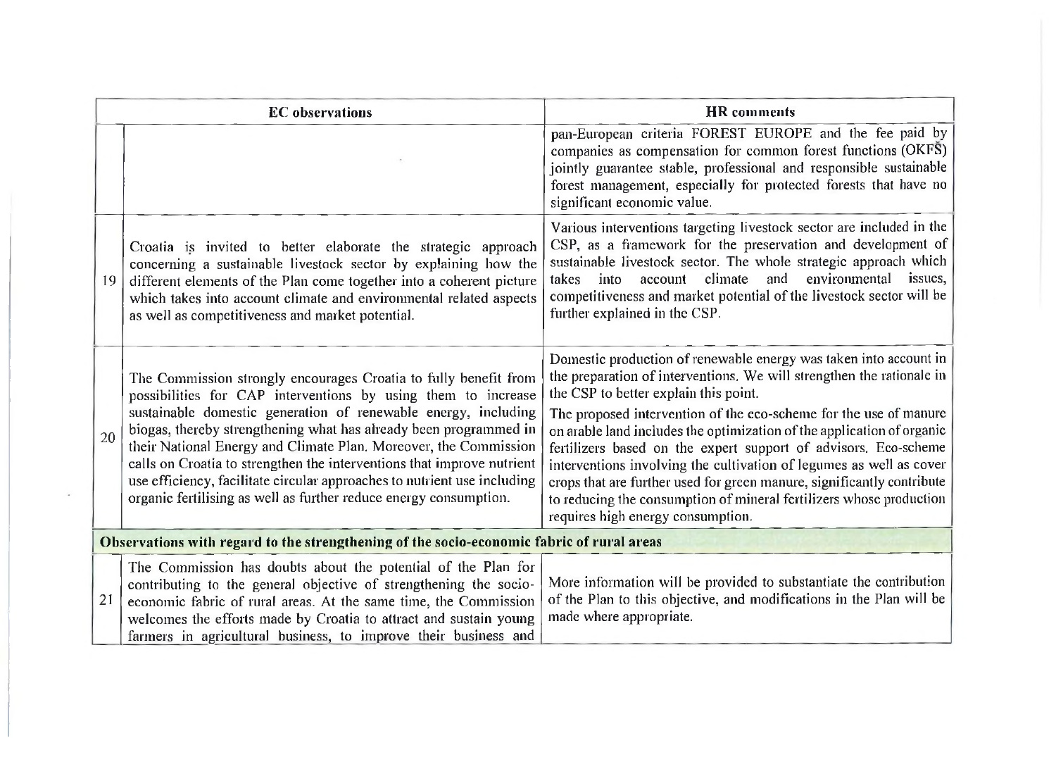| | EC observations | HR comments |
|---|---|---|
| | | pan-European criteria FOREST EUROPE and the fee paid by companies as compensation for common forest functions (OKFŠ) jointly guarantee stable, professional and responsible sustainable forest management, especially for protected forests that have no significant economic value. |
| 19 | Croatia is invited to better elaborate the strategic approach concerning a sustainable livestock sector by explaining how the different elements of the Plan come together into a coherent picture which takes into account climate and environmental related aspects as well as competitiveness and market potential. | Various interventions targeting livestock sector are included in the CSP, as a framework for the preservation and development of sustainable livestock sector. The whole strategic approach which takes into account climate and environmental issues, competitiveness and market potential of the livestock sector will be further explained in the CSP. |
| 20 | The Commission strongly encourages Croatia to fully benefit from possibilities for CAP interventions by using them to increase sustainable domestic generation of renewable energy, including biogas, thereby strengthening what has already been programmed in their National Energy and Climate Plan. Moreover, the Commission calls on Croatia to strengthen the interventions that improve nutrient use efficiency, facilitate circular approaches to nutrient use including organic fertilising as well as further reduce energy consumption. | Domestic production of renewable energy was taken into account in the preparation of interventions. We will strengthen the rationale in the CSP to better explain this point.<br>The proposed intervention of the eco-scheme for the use of manure on arable land includes the optimization of the application of organic fertilizers based on the expert support of advisors. Eco-scheme interventions involving the cultivation of legumes as well as cover crops that are further used for green manure, significantly contribute to reducing the consumption of mineral fertilizers whose production requires high energy consumption. |
| **Observations with regard to the strengthening of the socio-economic fabric of rural areas** | | |
| 21 | The Commission has doubts about the potential of the Plan for contributing to the general objective of strengthening the socio-economic fabric of rural areas. At the same time, the Commission welcomes the efforts made by Croatia to attract and sustain young farmers in agricultural business, to improve their business and | More information will be provided to substantiate the contribution of the Plan to this objective, and modifications in the Plan will be made where appropriate. |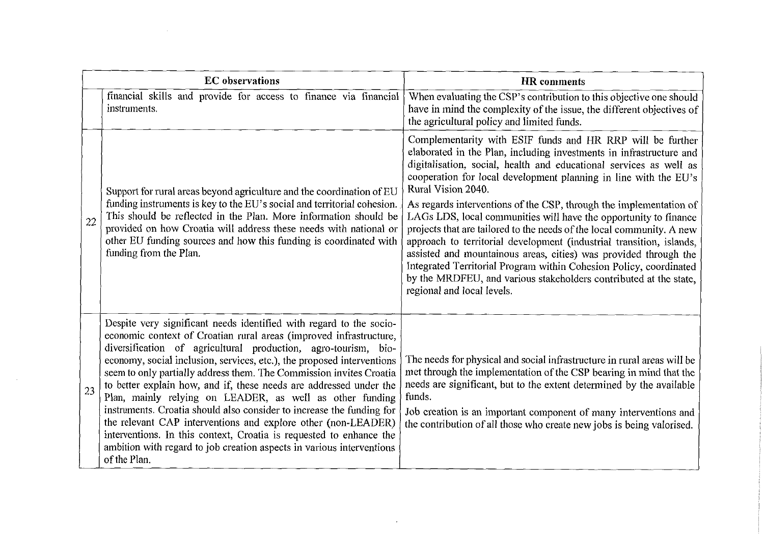| | EC observations | HR comments |
|---|---|---|
| | financial skills and provide for access to finance via financial instruments. | When evaluating the CSP's contribution to this objective one should have in mind the complexity of the issue, the different objectives of the agricultural policy and limited funds. |
| 22 | Support for rural areas beyond agriculture and the coordination of EU funding instruments is key to the EU's social and territorial cohesion. This should be reflected in the Plan. More information should be provided on how Croatia will address these needs with national or other EU funding sources and how this funding is coordinated with funding from the Plan. | Complementarity with ESIF funds and HR RRP will be further elaborated in the Plan, including investments in infrastructure and digitalisation, social, health and educational services as well as cooperation for local development planning in line with the EU's Rural Vision 2040.<br><br>As regards interventions of the CSP, through the implementation of LAGs LDS, local communities will have the opportunity to finance projects that are tailored to the needs of the local community. A new approach to territorial development (industrial transition, islands, assisted and mountainous areas, cities) was provided through the Integrated Territorial Program within Cohesion Policy, coordinated by the MRDFEU, and various stakeholders contributed at the state, regional and local levels. |
| 23 | Despite very significant needs identified with regard to the socio-economic context of Croatian rural areas (improved infrastructure, diversification of agricultural production, agro-tourism, bio-economy, social inclusion, services, etc.), the proposed interventions seem to only partially address them. The Commission invites Croatia to better explain how, and if, these needs are addressed under the Plan, mainly relying on LEADER, as well as other funding instruments. Croatia should also consider to increase the funding for the relevant CAP interventions and explore other (non-LEADER) interventions. In this context, Croatia is requested to enhance the ambition with regard to job creation aspects in various interventions of the Plan. | The needs for physical and social infrastructure in rural areas will be met through the implementation of the CSP bearing in mind that the needs are significant, but to the extent determined by the available funds.<br><br>Job creation is an important component of many interventions and the contribution of all those who create new jobs is being valorised. |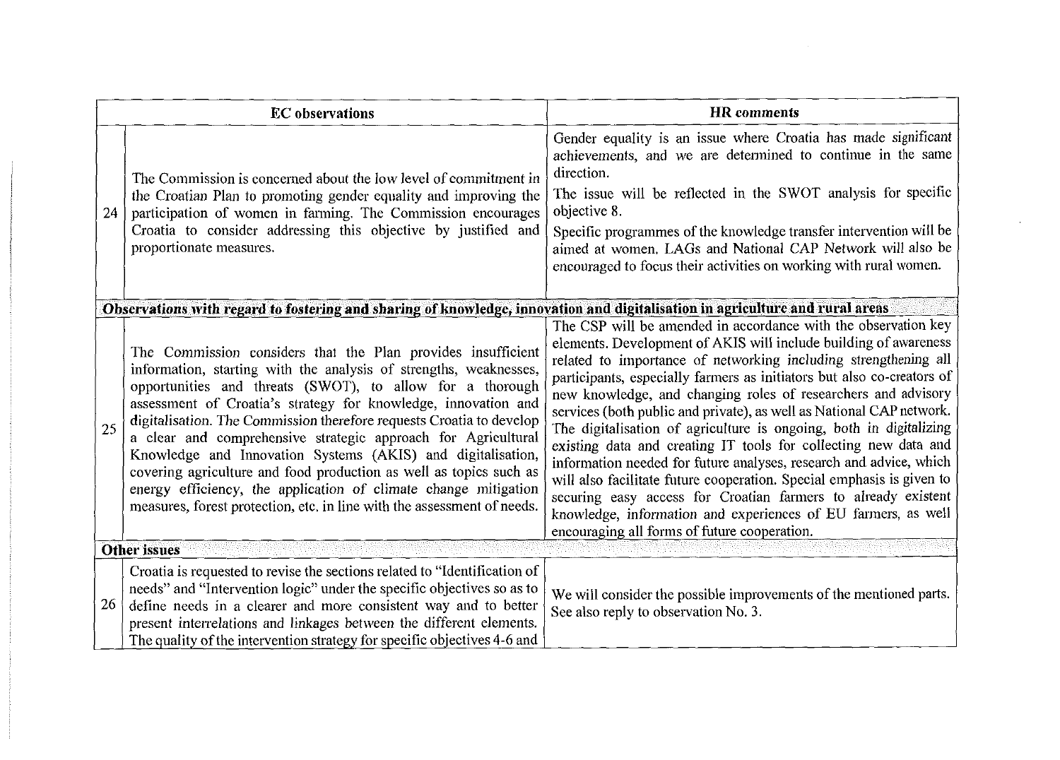| | EC observations | HR comments |
|---|---|---|
| 24 | The Commission is concerned about the low level of commitment in the Croatian Plan to promoting gender equality and improving the participation of women in farming. The Commission encourages Croatia to consider addressing this objective by justified and proportionate measures. | Gender equality is an issue where Croatia has made significant achievements, and we are determined to continue in the same direction. The issue will be reflected in the SWOT analysis for specific objective 8. Specific programmes of the knowledge transfer intervention will be aimed at women. LAGs and National CAP Network will also be encouraged to focus their activities on working with rural women. |
| **Observations with regard to fostering and sharing of knowledge, innovation and digitalisation in agriculture and rural areas** | | |
| 25 | The Commission considers that the Plan provides insufficient information, starting with the analysis of strengths, weaknesses, opportunities and threats (SWOT), to allow for a thorough assessment of Croatia's strategy for knowledge, innovation and digitalisation. The Commission therefore requests Croatia to develop a clear and comprehensive strategic approach for Agricultural Knowledge and Innovation Systems (AKIS) and digitalisation, covering agriculture and food production as well as topics such as energy efficiency, the application of climate change mitigation measures, forest protection, etc. in line with the assessment of needs. | The CSP will be amended in accordance with the observation key elements. Development of AKIS will include building of awareness related to importance of networking including strengthening all participants, especially farmers as initiators but also co-creators of new knowledge, and changing roles of researchers and advisory services (both public and private), as well as National CAP network. The digitalisation of agriculture is ongoing, both in digitalizing existing data and creating IT tools for collecting new data and information needed for future analyses, research and advice, which will also facilitate future cooperation. Special emphasis is given to securing easy access for Croatian farmers to already existent knowledge, information and experiences of EU farmers, as well encouraging all forms of future cooperation. |
| **Other issues** | | |
| 26 | Croatia is requested to revise the sections related to "Identification of needs" and "Intervention logic" under the specific objectives so as to define needs in a clearer and more consistent way and to better present interrelations and linkages between the different elements. The quality of the intervention strategy for specific objectives 4-6 and | We will consider the possible improvements of the mentioned parts. See also reply to observation No. 3. |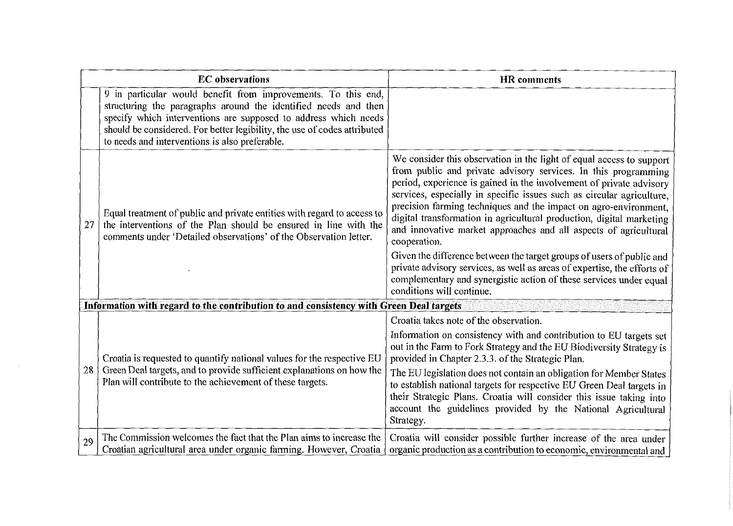| | EC observations | HR comments |
|---|---|---|
| | 9 in particular would benefit from improvements. To this end, structuring the paragraphs around the identified needs and then specify which interventions are supposed to address which needs should be considered. For better legibility, the use of codes attributed to needs and interventions is also preferable. | |
| 27 | Equal treatment of public and private entities with regard to access to the interventions of the Plan should be ensured in line with the comments under 'Detailed observations' of the Observation letter. | We consider this observation in the light of equal access to support from public and private advisory services. In this programming period, experience is gained in the involvement of private advisory services, especially in specific issues such as circular agriculture, precision farming techniques and the impact on agro-environment, digital transformation in agricultural production, digital marketing and innovative market approaches and all aspects of agricultural cooperation.<br><br>Given the difference between the target groups of users of public and private advisory services, as well as areas of expertise, the efforts of complementary and synergistic action of these services under equal conditions will continue. |
| **Information with regard to the contribution to and consistency with Green Deal targets** | | |
| 28 | Croatia is requested to quantify national values for the respective EU Green Deal targets, and to provide sufficient explanations on how the Plan will contribute to the achievement of these targets. | Croatia takes note of the observation.<br><br>Information on consistency with and contribution to EU targets set out in the Farm to Fork Strategy and the EU Biodiversity Strategy is provided in Chapter 2.3.3. of the Strategic Plan.<br><br>The EU legislation does not contain an obligation for Member States to establish national targets for respective EU Green Deal targets in their Strategic Plans. Croatia will consider this issue taking into account the guidelines provided by the National Agricultural Strategy. |
| 29 | The Commission welcomes the fact that the Plan aims to increase the Croatian agricultural area under organic farming. However, Croatia | Croatia will consider possible further increase of the area under organic production as a contribution to economic, environmental and |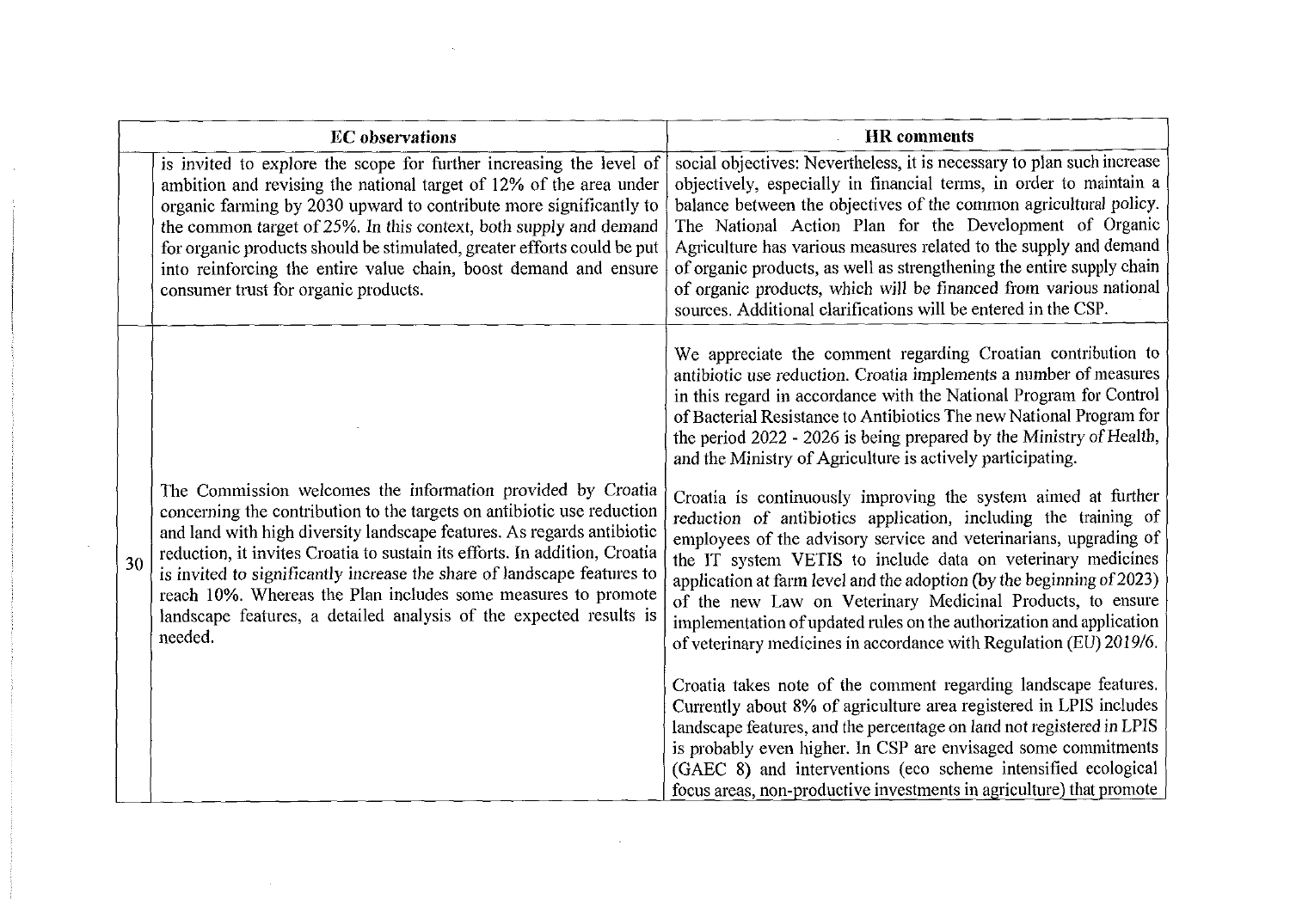| | EC observations | HR comments |
|---|---|---|
| | is invited to explore the scope for further increasing the level of ambition and revising the national target of 12% of the area under organic farming by 2030 upward to contribute more significantly to the common target of 25%. In this context, both supply and demand for organic products should be stimulated, greater efforts could be put into reinforcing the entire value chain, boost demand and ensure consumer trust for organic products. | social objectives: Nevertheless, it is necessary to plan such increase objectively, especially in financial terms, in order to maintain a balance between the objectives of the common agricultural policy. The National Action Plan for the Development of Organic Agriculture has various measures related to the supply and demand of organic products, as well as strengthening the entire supply chain of organic products, which will be financed from various national sources. Additional clarifications will be entered in the CSP. |
| 30 | The Commission welcomes the information provided by Croatia concerning the contribution to the targets on antibiotic use reduction and land with high diversity landscape features. As regards antibiotic reduction, it invites Croatia to sustain its efforts. In addition, Croatia is invited to significantly increase the share of landscape features to reach 10%. Whereas the Plan includes some measures to promote landscape features, a detailed analysis of the expected results is needed. | We appreciate the comment regarding Croatian contribution to antibiotic use reduction. Croatia implements a number of measures in this regard in accordance with the National Program for Control of Bacterial Resistance to Antibiotics The new National Program for the period 2022 - 2026 is being prepared by the Ministry of Health, and the Ministry of Agriculture is actively participating.<br><br>Croatia is continuously improving the system aimed at further reduction of antibiotics application, including the training of employees of the advisory service and veterinarians, upgrading of the IT system VETIS to include data on veterinary medicines application at farm level and the adoption (by the beginning of 2023) of the new Law on Veterinary Medicinal Products, to ensure implementation of updated rules on the authorization and application of veterinary medicines in accordance with Regulation (EU) 2019/6.<br><br>Croatia takes note of the comment regarding landscape features. Currently about 8% of agriculture area registered in LPIS includes landscape features, and the percentage on land not registered in LPIS is probably even higher. In CSP are envisaged some commitments (GAEC 8) and interventions (eco scheme intensified ecological focus areas, non-productive investments in agriculture) that promote |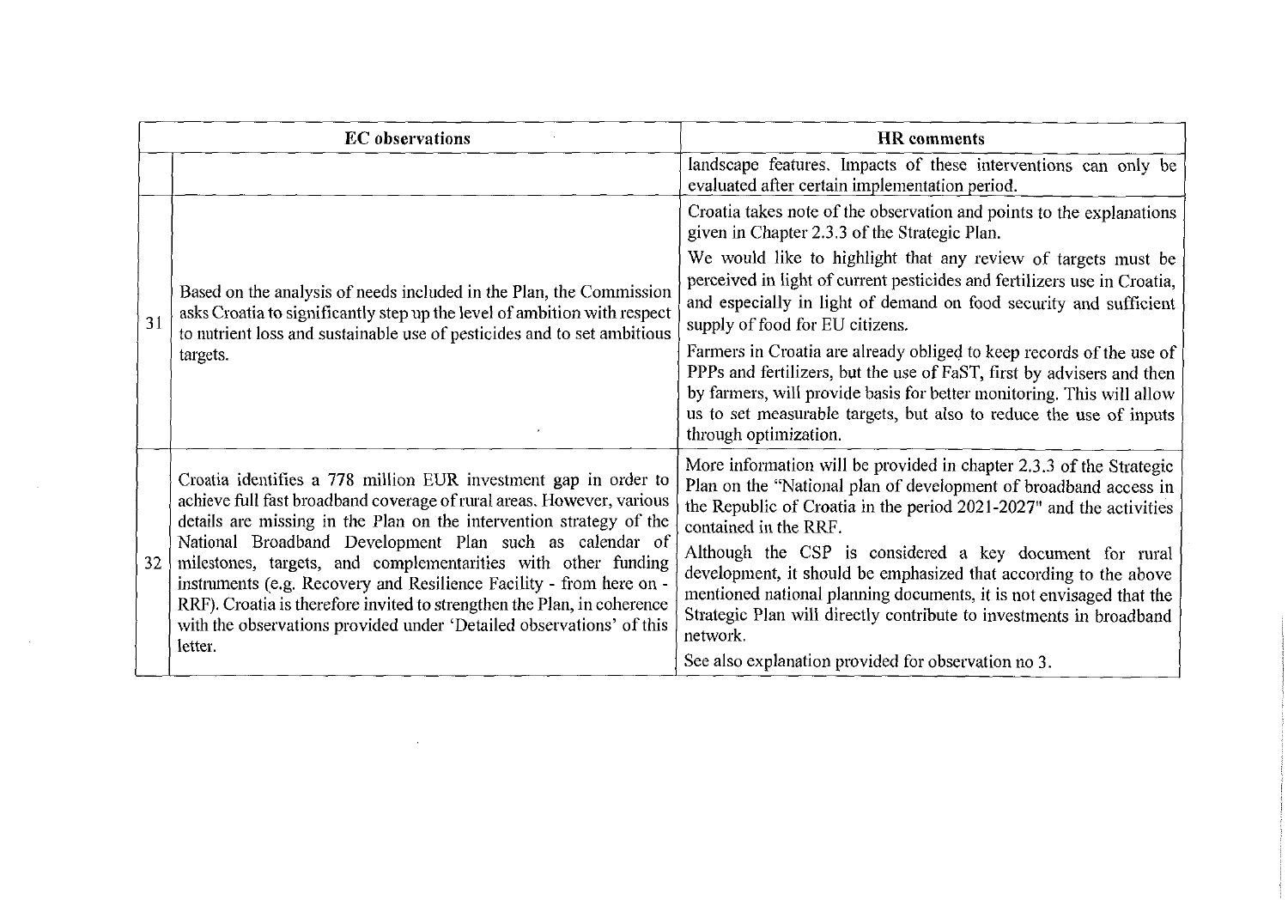| EC observations | | HR comments |
| --- | --- | --- |
| | | landscape features. Impacts of these interventions can only be evaluated after certain implementation period. |
| 31 | Based on the analysis of needs included in the Plan, the Commission asks Croatia to significantly step up the level of ambition with respect to nutrient loss and sustainable use of pesticides and to set ambitious targets. | Croatia takes note of the observation and points to the explanations given in Chapter 2.3.3 of the Strategic Plan.<br>We would like to highlight that any review of targets must be perceived in light of current pesticides and fertilizers use in Croatia, and especially in light of demand on food security and sufficient supply of food for EU citizens.<br>Farmers in Croatia are already obliged to keep records of the use of PPPs and fertilizers, but the use of FaST, first by advisers and then by farmers, will provide basis for better monitoring. This will allow us to set measurable targets, but also to reduce the use of inputs through optimization. |
| 32 | Croatia identifies a 778 million EUR investment gap in order to achieve full fast broadband coverage of rural areas. However, various details are missing in the Plan on the intervention strategy of the National Broadband Development Plan such as calendar of milestones, targets, and complementarities with other funding instruments (e.g. Recovery and Resilience Facility - from here on - RRF). Croatia is therefore invited to strengthen the Plan, in coherence with the observations provided under 'Detailed observations' of this letter. | More information will be provided in chapter 2.3.3 of the Strategic Plan on the "National plan of development of broadband access in the Republic of Croatia in the period 2021-2027" and the activities contained in the RRF.<br>Although the CSP is considered a key document for rural development, it should be emphasized that according to the above mentioned national planning documents, it is not envisaged that the Strategic Plan will directly contribute to investments in broadband network.<br>See also explanation provided for observation no 3. |